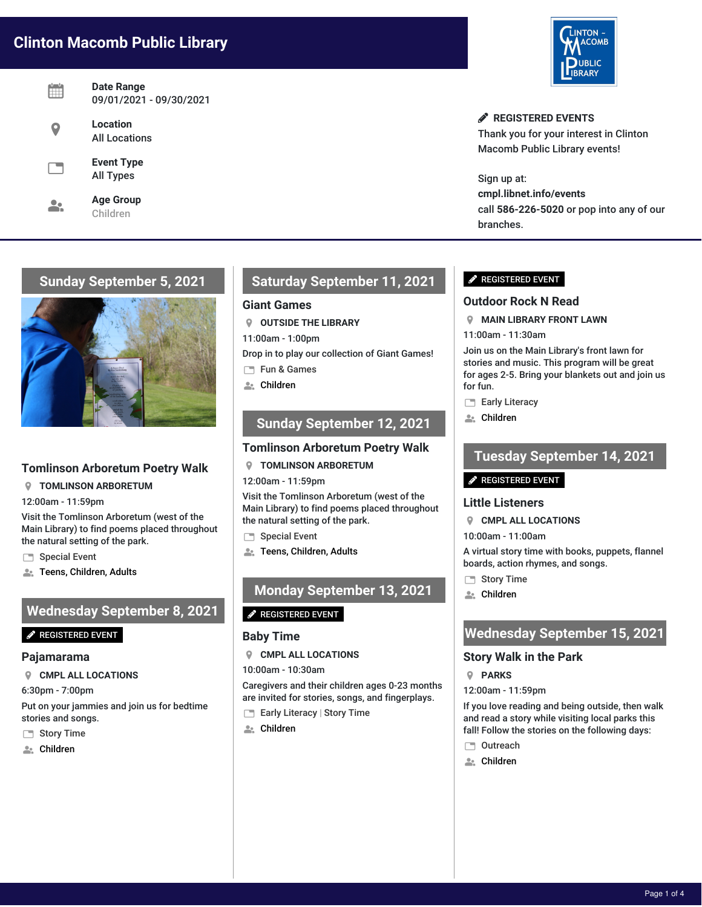# Clinton Macomb Public Library

**Date Range**
09/01/2021 - 09/30/2021

**Location**
All Locations

**Event Type**
All Types

**Age Group**
Children

**REGISTERED EVENTS**
Thank you for your interest in Clinton Macomb Public Library events!

Sign up at:
**cmpl.libnet.info/events**
call **586-226-5020** or pop into any of our branches.

---

## Sunday September 5, 2021

### Tomlinson Arboretum Poetry Walk

**TOMLINSON ARBORETUM**

12:00am - 11:59pm

Visit the Tomlinson Arboretum (west of the Main Library) to find poems placed throughout the natural setting of the park.

Special Event

Teens, Children, Adults

## Wednesday September 8, 2021

REGISTERED EVENT

### Pajamarama

**CMPL ALL LOCATIONS**

6:30pm - 7:00pm

Put on your jammies and join us for bedtime stories and songs.

Story Time

Children

## Saturday September 11, 2021

### Giant Games

**OUTSIDE THE LIBRARY**

11:00am - 1:00pm

Drop in to play our collection of Giant Games!

Fun & Games

Children

## Sunday September 12, 2021

### Tomlinson Arboretum Poetry Walk

**TOMLINSON ARBORETUM**

12:00am - 11:59pm

Visit the Tomlinson Arboretum (west of the Main Library) to find poems placed throughout the natural setting of the park.

Special Event

Teens, Children, Adults

## Monday September 13, 2021

REGISTERED EVENT

### Baby Time

**CMPL ALL LOCATIONS**

10:00am - 10:30am

Caregivers and their children ages 0-23 months are invited for stories, songs, and fingerplays.

Early Literacy | Story Time

Children

REGISTERED EVENT

### Outdoor Rock N Read

**MAIN LIBRARY FRONT LAWN**

11:00am - 11:30am

Join us on the Main Library's front lawn for stories and music. This program will be great for ages 2-5. Bring your blankets out and join us for fun.

Early Literacy

Children

## Tuesday September 14, 2021

REGISTERED EVENT

### Little Listeners

**CMPL ALL LOCATIONS**

10:00am - 11:00am

A virtual story time with books, puppets, flannel boards, action rhymes, and songs.

Story Time

Children

## Wednesday September 15, 2021

### Story Walk in the Park

**PARKS**

12:00am - 11:59pm

If you love reading and being outside, then walk and read a story while visiting local parks this fall! Follow the stories on the following days:

Outreach

Children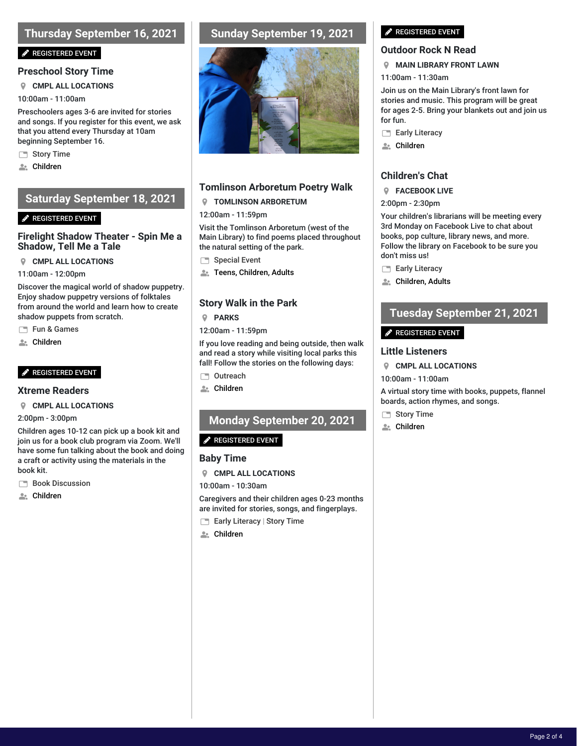## Thursday September 16, 2021

REGISTERED EVENT

### Preschool Story Time

CMPL ALL LOCATIONS

10:00am - 11:00am

Preschoolers ages 3-6 are invited for stories and songs. If you register for this event, we ask that you attend every Thursday at 10am beginning September 16.

Story Time

Children

## Saturday September 18, 2021

REGISTERED EVENT

### Firelight Shadow Theater - Spin Me a Shadow, Tell Me a Tale

CMPL ALL LOCATIONS

11:00am - 12:00pm

Discover the magical world of shadow puppetry. Enjoy shadow puppetry versions of folktales from around the world and learn how to create shadow puppets from scratch.

Fun & Games

Children

REGISTERED EVENT

### Xtreme Readers

CMPL ALL LOCATIONS

2:00pm - 3:00pm

Children ages 10-12 can pick up a book kit and join us for a book club program via Zoom. We'll have some fun talking about the book and doing a craft or activity using the materials in the book kit.

Book Discussion

Children

## Sunday September 19, 2021

### Tomlinson Arboretum Poetry Walk

TOMLINSON ARBORETUM

12:00am - 11:59pm

Visit the Tomlinson Arboretum (west of the Main Library) to find poems placed throughout the natural setting of the park.

Special Event

Teens, Children, Adults

### Story Walk in the Park

PARKS

12:00am - 11:59pm

If you love reading and being outside, then walk and read a story while visiting local parks this fall! Follow the stories on the following days:

Outreach

Children

## Monday September 20, 2021

REGISTERED EVENT

### Baby Time

CMPL ALL LOCATIONS

10:00am - 10:30am

Caregivers and their children ages 0-23 months are invited for stories, songs, and fingerplays.

Early Literacy | Story Time

Children

REGISTERED EVENT

### Outdoor Rock N Read

MAIN LIBRARY FRONT LAWN

11:00am - 11:30am

Join us on the Main Library's front lawn for stories and music. This program will be great for ages 2-5. Bring your blankets out and join us for fun.

Early Literacy

Children

### Children's Chat

FACEBOOK LIVE

2:00pm - 2:30pm

Your children's librarians will be meeting every 3rd Monday on Facebook Live to chat about books, pop culture, library news, and more. Follow the library on Facebook to be sure you don't miss us!

Early Literacy

Children, Adults

## Tuesday September 21, 2021

REGISTERED EVENT

### Little Listeners

CMPL ALL LOCATIONS

10:00am - 11:00am

A virtual story time with books, puppets, flannel boards, action rhymes, and songs.

Story Time

Children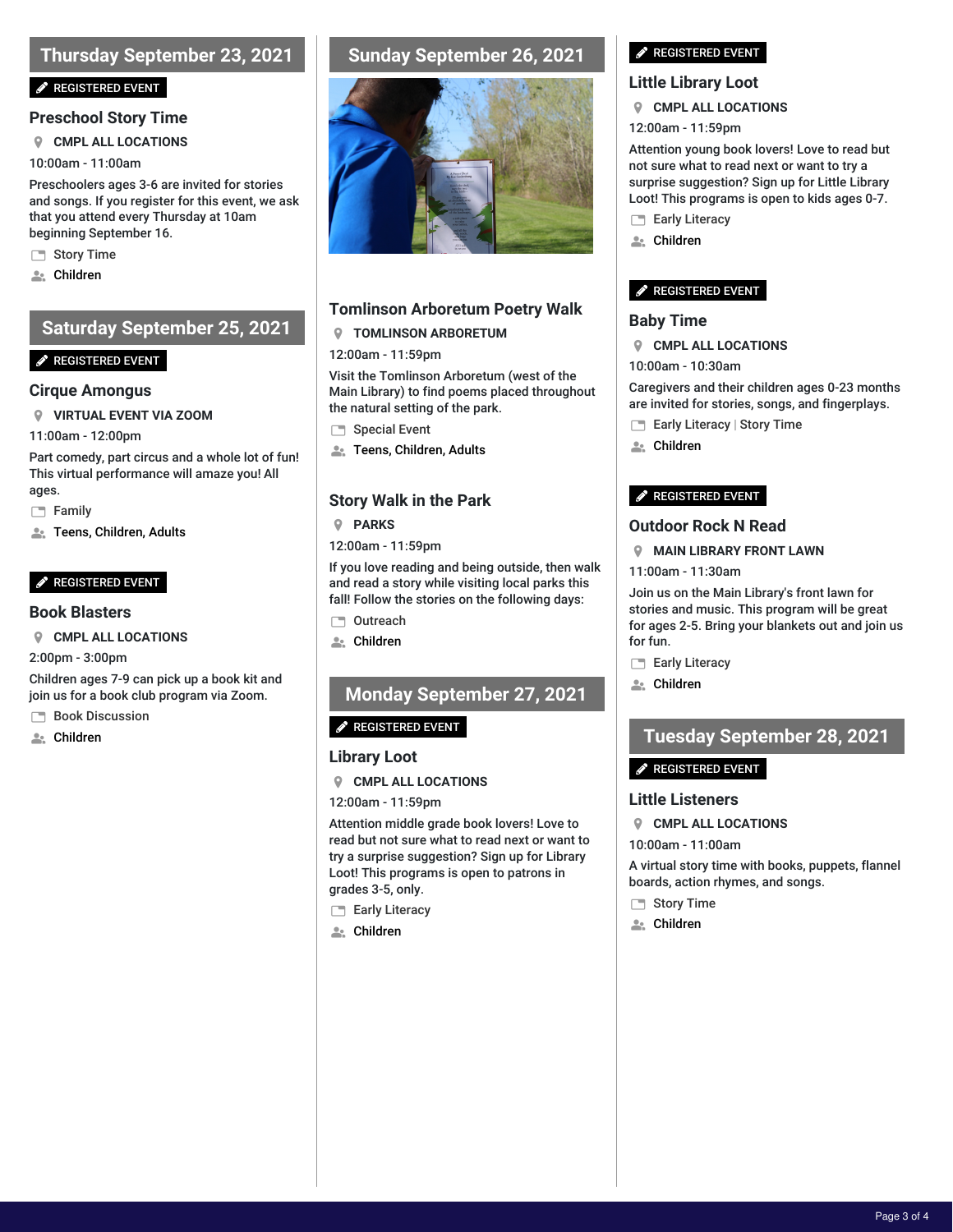## Thursday September 23, 2021

REGISTERED EVENT

### Preschool Story Time

**CMPL ALL LOCATIONS**

10:00am - 11:00am

Preschoolers ages 3-6 are invited for stories and songs. If you register for this event, we ask that you attend every Thursday at 10am beginning September 16.

Story Time

Children

## Saturday September 25, 2021

REGISTERED EVENT

### Cirque Amongus

**VIRTUAL EVENT VIA ZOOM**

11:00am - 12:00pm

Part comedy, part circus and a whole lot of fun! This virtual performance will amaze you! All ages.

Family

Teens, Children, Adults

REGISTERED EVENT

### Book Blasters

**CMPL ALL LOCATIONS**

2:00pm - 3:00pm

Children ages 7-9 can pick up a book kit and join us for a book club program via Zoom.

Book Discussion

Children

## Sunday September 26, 2021

### Tomlinson Arboretum Poetry Walk

**TOMLINSON ARBORETUM**

12:00am - 11:59pm

Visit the Tomlinson Arboretum (west of the Main Library) to find poems placed throughout the natural setting of the park.

Special Event

Teens, Children, Adults

### Story Walk in the Park

**PARKS**

12:00am - 11:59pm

If you love reading and being outside, then walk and read a story while visiting local parks this fall! Follow the stories on the following days:

Outreach

Children

## Monday September 27, 2021

REGISTERED EVENT

### Library Loot

**CMPL ALL LOCATIONS**

12:00am - 11:59pm

Attention middle grade book lovers! Love to read but not sure what to read next or want to try a surprise suggestion? Sign up for Library Loot! This programs is open to patrons in grades 3-5, only.

Early Literacy

Children

REGISTERED EVENT

### Little Library Loot

**CMPL ALL LOCATIONS**

12:00am - 11:59pm

Attention young book lovers! Love to read but not sure what to read next or want to try a surprise suggestion? Sign up for Little Library Loot! This programs is open to kids ages 0-7.

Early Literacy

Children

REGISTERED EVENT

### Baby Time

**CMPL ALL LOCATIONS**

10:00am - 10:30am

Caregivers and their children ages 0-23 months are invited for stories, songs, and fingerplays.

Early Literacy | Story Time

Children

REGISTERED EVENT

### Outdoor Rock N Read

**MAIN LIBRARY FRONT LAWN**

11:00am - 11:30am

Join us on the Main Library's front lawn for stories and music. This program will be great for ages 2-5. Bring your blankets out and join us for fun.

Early Literacy

Children

## Tuesday September 28, 2021

REGISTERED EVENT

### Little Listeners

**CMPL ALL LOCATIONS**

10:00am - 11:00am

A virtual story time with books, puppets, flannel boards, action rhymes, and songs.

Story Time

Children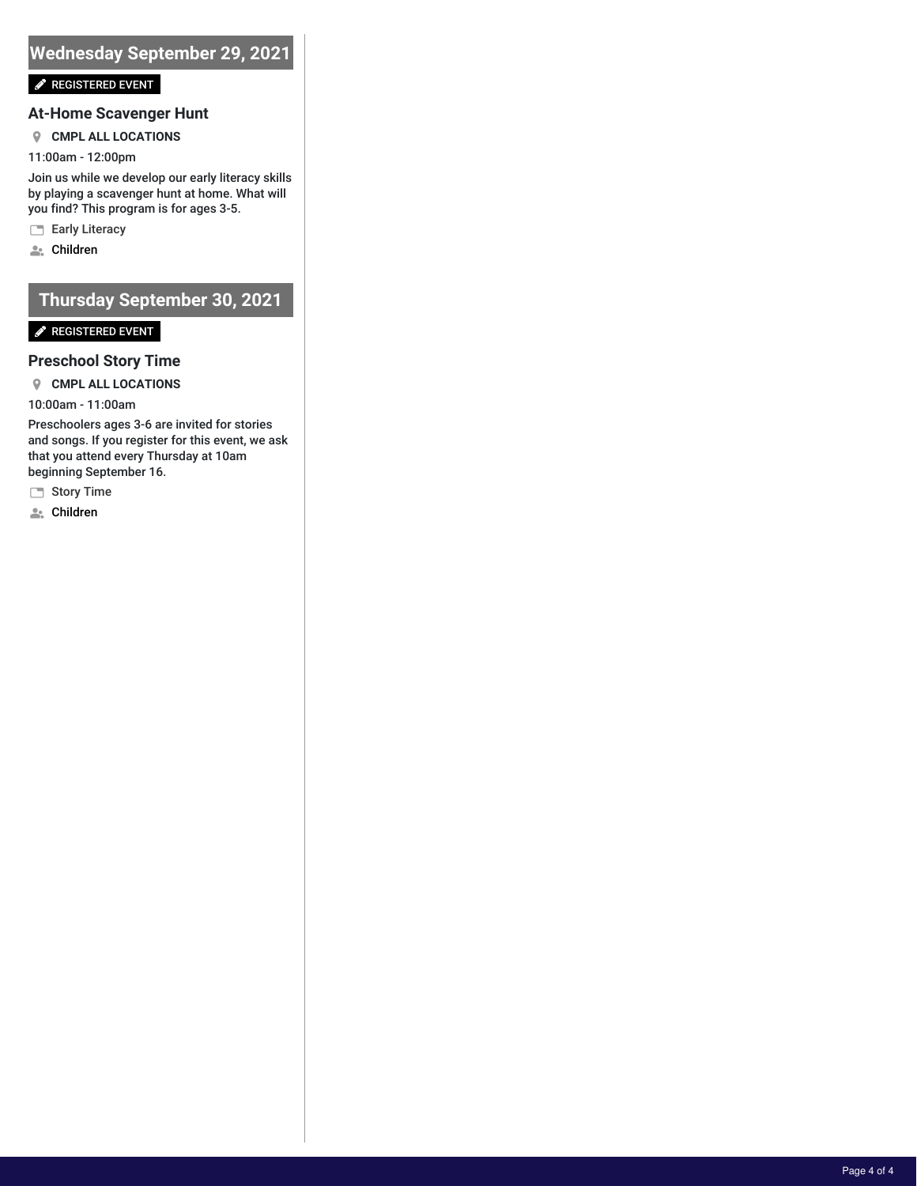## Wednesday September 29, 2021

REGISTERED EVENT

### At-Home Scavenger Hunt

**CMPL ALL LOCATIONS**

11:00am - 12:00pm

Join us while we develop our early literacy skills by playing a scavenger hunt at home. What will you find? This program is for ages 3-5.

Early Literacy

Children

## Thursday September 30, 2021

REGISTERED EVENT

### Preschool Story Time

**CMPL ALL LOCATIONS**

10:00am - 11:00am

Preschoolers ages 3-6 are invited for stories and songs. If you register for this event, we ask that you attend every Thursday at 10am beginning September 16.

Story Time

Children